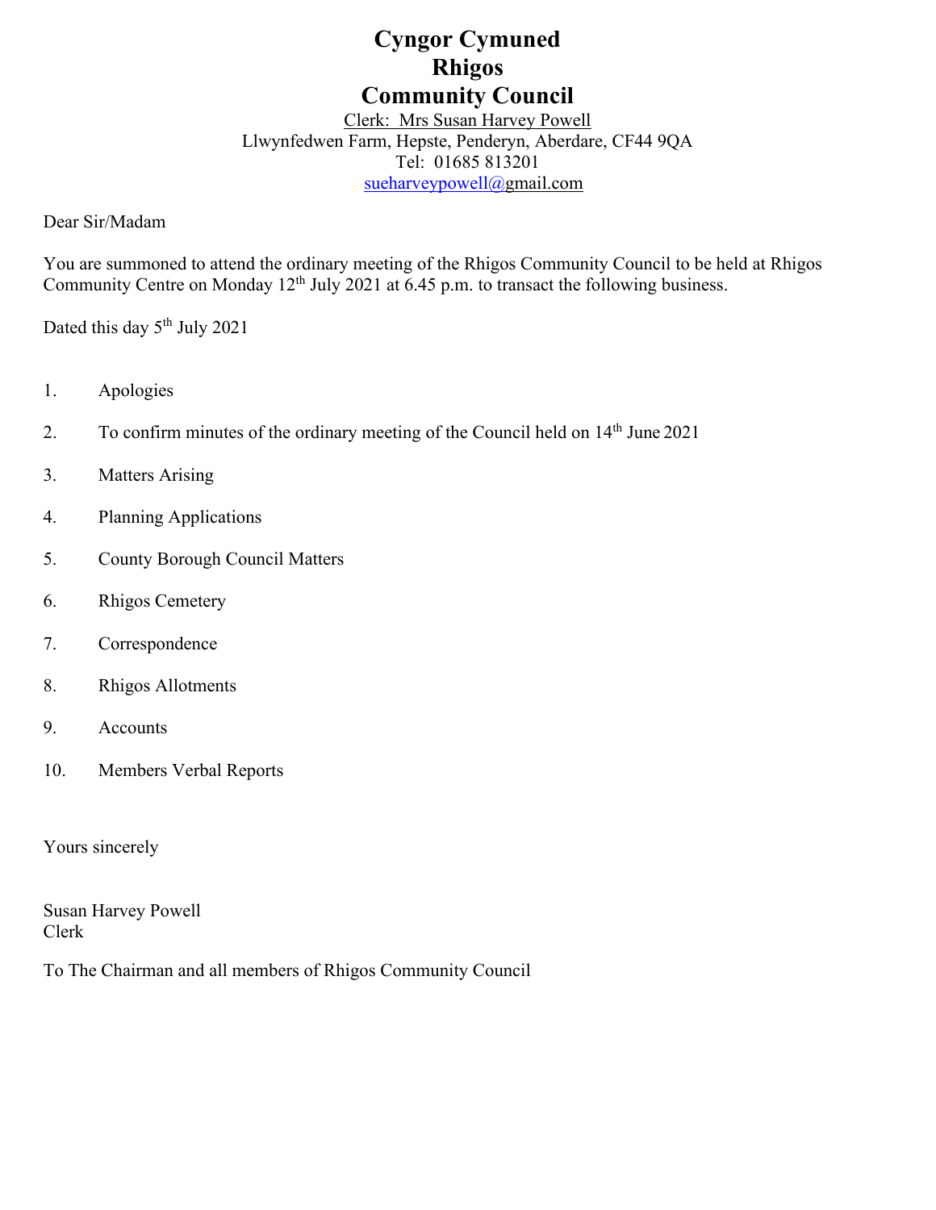# Cyngor Cymuned
# Rhigos
# Community Council

Clerk: Mrs Susan Harvey Powell
Llwynfedwen Farm, Hepste, Penderyn, Aberdare, CF44 9QA
Tel: 01685 813201
sueharveypowell@gmail.com

Dear Sir/Madam

You are summoned to attend the ordinary meeting of the Rhigos Community Council to be held at Rhigos Community Centre on Monday 12th July 2021 at 6.45 p.m. to transact the following business.

Dated this day 5th July 2021

1. Apologies
2. To confirm minutes of the ordinary meeting of the Council held on 14th June 2021
3. Matters Arising
4. Planning Applications
5. County Borough Council Matters
6. Rhigos Cemetery
7. Correspondence
8. Rhigos Allotments
9. Accounts
10. Members Verbal Reports

Yours sincerely

Susan Harvey Powell
Clerk

To The Chairman and all members of Rhigos Community Council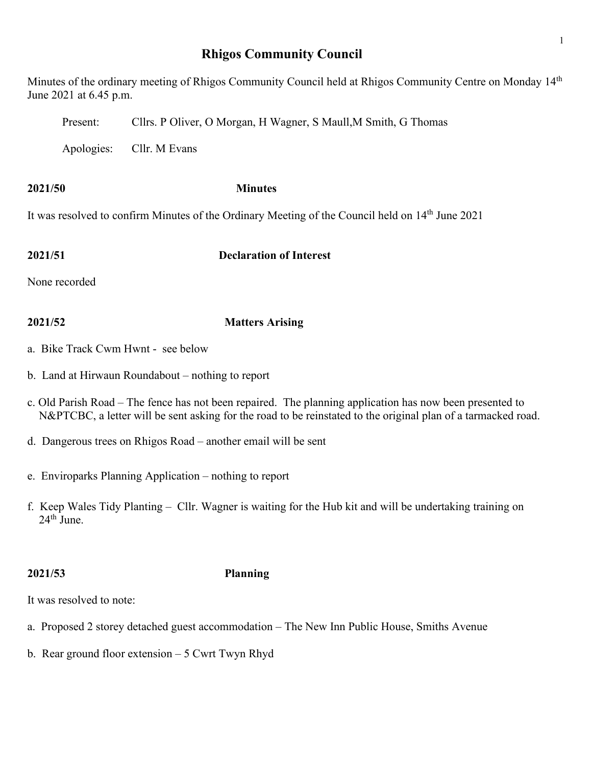# Rhigos Community Council

Minutes of the ordinary meeting of Rhigos Community Council held at Rhigos Community Centre on Monday 14th June 2021 at 6.45 p.m.

Present: Cllrs. P Oliver, O Morgan, H Wagner, S Maull,M Smith, G Thomas

Apologies: Cllr. M Evans

**2021/50 Minutes**

It was resolved to confirm Minutes of the Ordinary Meeting of the Council held on 14th June 2021

**2021/51 Declaration of Interest**

None recorded

**2021/52 Matters Arising**

a. Bike Track Cwm Hwnt - see below

b. Land at Hirwaun Roundabout – nothing to report

c. Old Parish Road – The fence has not been repaired. The planning application has now been presented to N&PTCBC, a letter will be sent asking for the road to be reinstated to the original plan of a tarmacked road.

d. Dangerous trees on Rhigos Road – another email will be sent

e. Enviroparks Planning Application – nothing to report

f. Keep Wales Tidy Planting – Cllr. Wagner is waiting for the Hub kit and will be undertaking training on 24th June.

**2021/53 Planning**

It was resolved to note:

a. Proposed 2 storey detached guest accommodation – The New Inn Public House, Smiths Avenue

b. Rear ground floor extension – 5 Cwrt Twyn Rhyd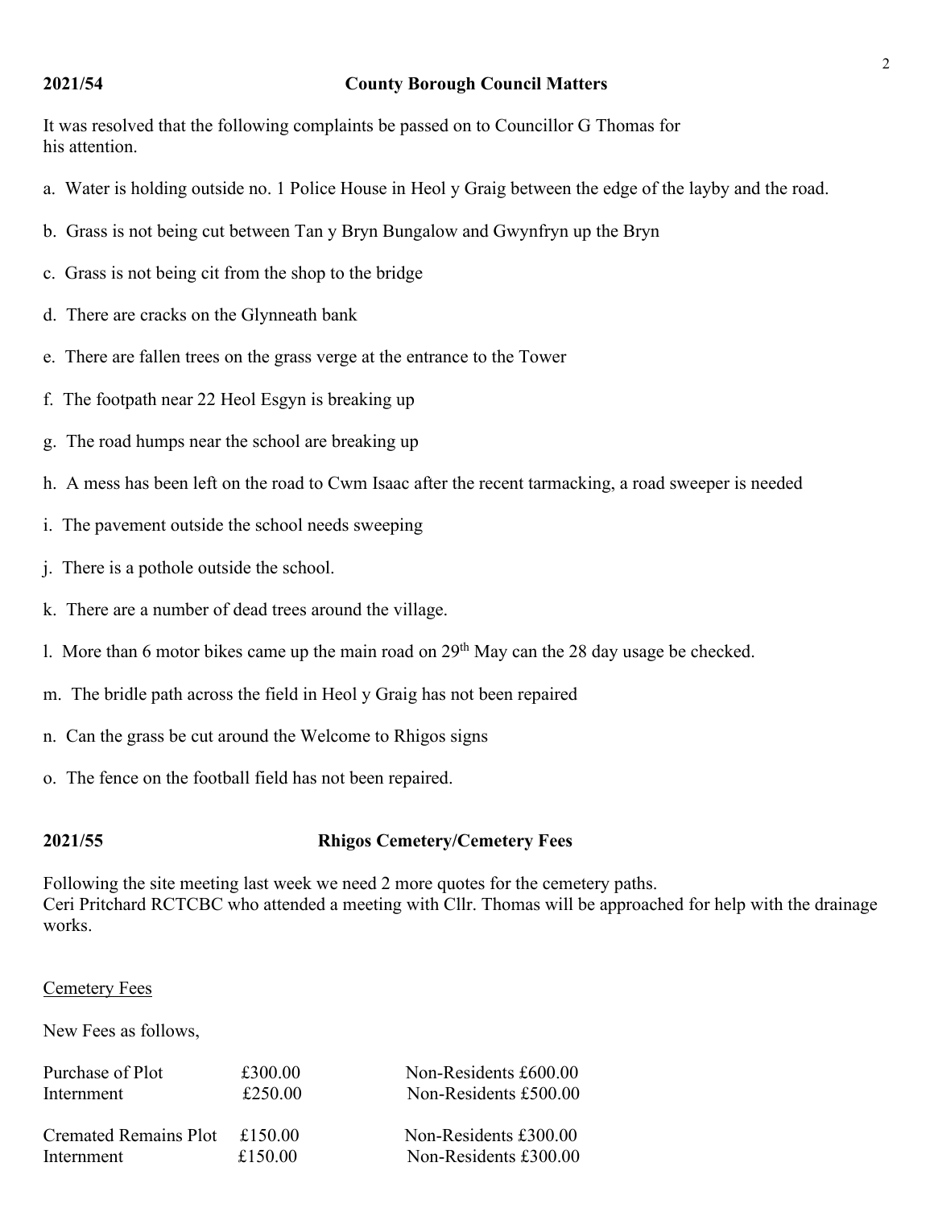**2021/54 County Borough Council Matters**

It was resolved that the following complaints be passed on to Councillor G Thomas for his attention.

a. Water is holding outside no. 1 Police House in Heol y Graig between the edge of the layby and the road.

b. Grass is not being cut between Tan y Bryn Bungalow and Gwynfryn up the Bryn

c. Grass is not being cit from the shop to the bridge

d. There are cracks on the Glynneath bank

e. There are fallen trees on the grass verge at the entrance to the Tower

f. The footpath near 22 Heol Esgyn is breaking up

g. The road humps near the school are breaking up

h. A mess has been left on the road to Cwm Isaac after the recent tarmacking, a road sweeper is needed

i. The pavement outside the school needs sweeping

j. There is a pothole outside the school.

k. There are a number of dead trees around the village.

l. More than 6 motor bikes came up the main road on 29th May can the 28 day usage be checked.

m. The bridle path across the field in Heol y Graig has not been repaired

n. Can the grass be cut around the Welcome to Rhigos signs

o. The fence on the football field has not been repaired.

**2021/55 Rhigos Cemetery/Cemetery Fees**

Following the site meeting last week we need 2 more quotes for the cemetery paths.
Ceri Pritchard RCTCBC who attended a meeting with Cllr. Thomas will be approached for help with the drainage works.

Cemetery Fees

New Fees as follows,

| | | |
|---|---|---|
| Purchase of Plot | £300.00 | Non-Residents £600.00 |
| Internment | £250.00 | Non-Residents £500.00 |
| Cremated Remains Plot | £150.00 | Non-Residents £300.00 |
| Internment | £150.00 | Non-Residents £300.00 |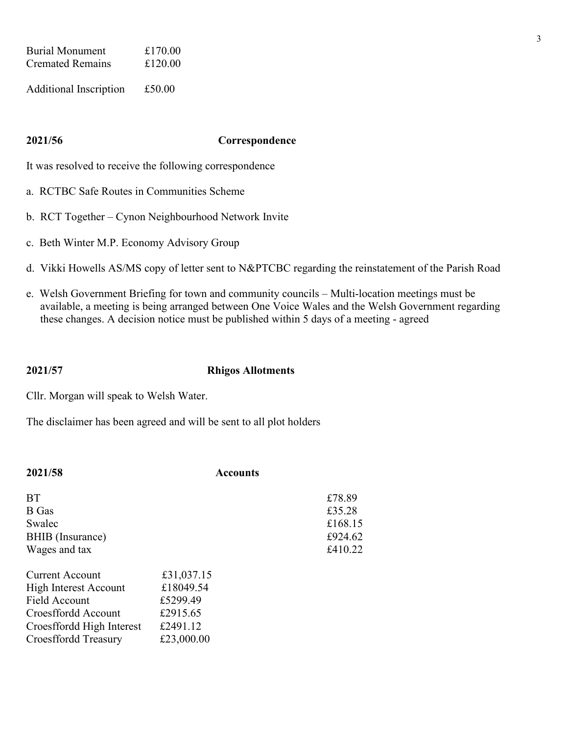| | |
|---|---|
| Burial Monument | £170.00 |
| Cremated Remains | £120.00 |
| Additional Inscription | £50.00 |

## 2021/56 Correspondence

It was resolved to receive the following correspondence

a. RCTBC Safe Routes in Communities Scheme

b. RCT Together – Cynon Neighbourhood Network Invite

c. Beth Winter M.P. Economy Advisory Group

d. Vikki Howells AS/MS copy of letter sent to N&PTCBC regarding the reinstatement of the Parish Road

e. Welsh Government Briefing for town and community councils – Multi-location meetings must be available, a meeting is being arranged between One Voice Wales and the Welsh Government regarding these changes. A decision notice must be published within 5 days of a meeting - agreed

## 2021/57 Rhigos Allotments

Cllr. Morgan will speak to Welsh Water.

The disclaimer has been agreed and will be sent to all plot holders

## 2021/58 Accounts

| | |
|---|---|
| BT | £78.89 |
| B Gas | £35.28 |
| Swalec | £168.15 |
| BHIB (Insurance) | £924.62 |
| Wages and tax | £410.22 |

| | |
|---|---|
| Current Account | £31,037.15 |
| High Interest Account | £18049.54 |
| Field Account | £5299.49 |
| Croesffordd Account | £2915.65 |
| Croesffordd High Interest | £2491.12 |
| Croesffordd Treasury | £23,000.00 |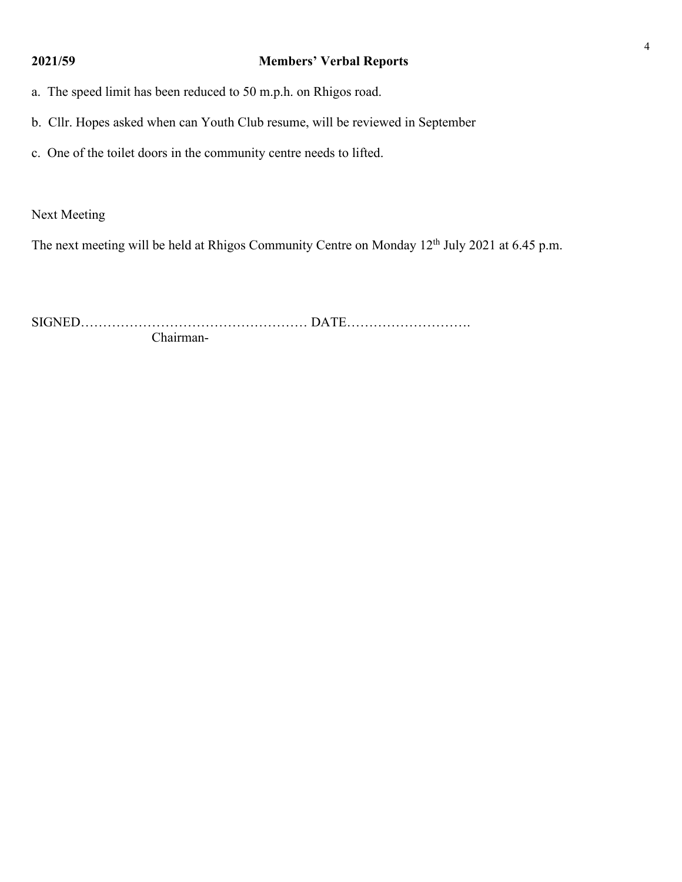**2021/59 Members' Verbal Reports**

a. The speed limit has been reduced to 50 m.p.h. on Rhigos road.

b. Cllr. Hopes asked when can Youth Club resume, will be reviewed in September

c. One of the toilet doors in the community centre needs to lifted.

Next Meeting

The next meeting will be held at Rhigos Community Centre on Monday 12th July 2021 at 6.45 p.m.

SIGNED…………………………………………… DATE……………………….
Chairman-